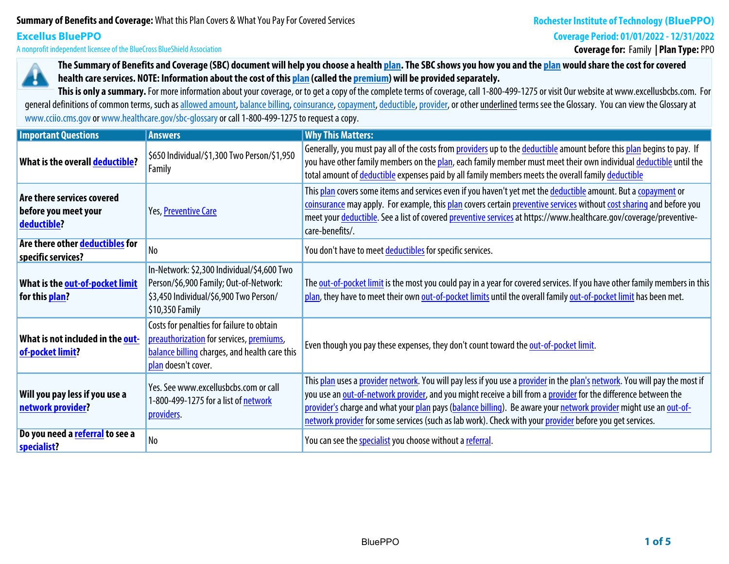**Summary of Benefits and Coverage:** What this Plan Covers & What You Pay For Covered Services

**Rochester Institute of Technology (BluePPO)**

**Excellus BluePPO**

A nonprofit independent licensee of the BlueCross BlueShield Association

**Coverage Period: 01/01/2022 - 12/31/2022**

**Coverage for:** Family | **Plan Type:** PPO

**The Summary of Benefits and Coverage (SBC) document will help you choose a health plan. The SBC shows you how you and the plan would share the cost for covered health care services. NOTE: Information about the cost of this plan (called the premium) will be provided separately.**

**This is only a summary.** For more information about your coverage, or to get a copy of the complete terms of coverage, call 1-800-499-1275 or visit Our website at www.excellusbcbs.com. For general definitions of common terms, such as allowed amount, balance billing, coinsurance, copayment, deductible, provider, or other underlined terms see the Glossary. You can view the Glossary at www.cciio.cms.gov or www.healthcare.gov/sbc-glossary or call 1-800-499-1275 to request a copy.

| Important Questions | Answers | Why This Matters: |
|---|---|---|
| **What is the overall deductible?** | $650 Individual/$1,300 Two Person/$1,950 Family | Generally, you must pay all of the costs from providers up to the deductible amount before this plan begins to pay. If you have other family members on the plan, each family member must meet their own individual deductible until the total amount of deductible expenses paid by all family members meets the overall family deductible |
| **Are there services covered before you meet your deductible?** | Yes, Preventive Care | This plan covers some items and services even if you haven't yet met the deductible amount. But a copayment or coinsurance may apply. For example, this plan covers certain preventive services without cost sharing and before you meet your deductible. See a list of covered preventive services at https://www.healthcare.gov/coverage/preventive-care-benefits/. |
| **Are there other deductibles for specific services?** | No | You don't have to meet deductibles for specific services. |
| **What is the out-of-pocket limit for this plan?** | In-Network: $2,300 Individual/$4,600 Two Person/$6,900 Family; Out-of-Network: $3,450 Individual/$6,900 Two Person/ $10,350 Family | The out-of-pocket limit is the most you could pay in a year for covered services. If you have other family members in this plan, they have to meet their own out-of-pocket limits until the overall family out-of-pocket limit has been met. |
| **What is not included in the out-of-pocket limit?** | Costs for penalties for failure to obtain preauthorization for services, premiums, balance billing charges, and health care this plan doesn't cover. | Even though you pay these expenses, they don't count toward the out-of-pocket limit. |
| **Will you pay less if you use a network provider?** | Yes. See www.excellusbcbs.com or call 1-800-499-1275 for a list of network providers. | This plan uses a provider network. You will pay less if you use a provider in the plan's network. You will pay the most if you use an out-of-network provider, and you might receive a bill from a provider for the difference between the provider's charge and what your plan pays (balance billing). Be aware your network provider might use an out-of-network provider for some services (such as lab work). Check with your provider before you get services. |
| **Do you need a referral to see a specialist?** | No | You can see the specialist you choose without a referral. |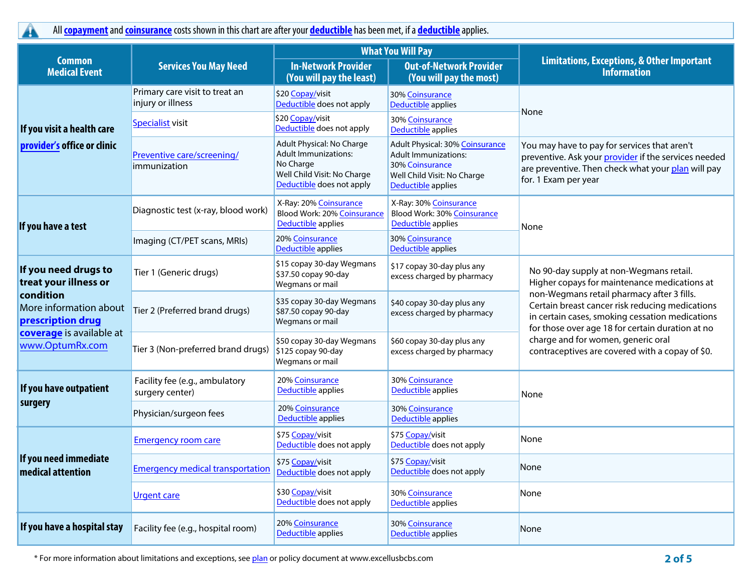All **copayment** and **coinsurance** costs shown in this chart are after your **deductible** has been met, if a **deductible** applies.

| Common Medical Event | Services You May Need | What You Will Pay | | Limitations, Exceptions, & Other Important Information |
|---|---|---|---|---|
| | | In-Network Provider (You will pay the least) | Out-of-Network Provider (You will pay the most) | |
| **If you visit a health care provider's office or clinic** | Primary care visit to treat an injury or illness | $20 Copay/visit Deductible does not apply | 30% Coinsurance Deductible applies | None |
| | Specialist visit | $20 Copay/visit Deductible does not apply | 30% Coinsurance Deductible applies | |
| | Preventive care/screening/ immunization | Adult Physical: No Charge Adult Immunizations: No Charge Well Child Visit: No Charge Deductible does not apply | Adult Physical: 30% Coinsurance Adult Immunizations: 30% Coinsurance Well Child Visit: No Charge Deductible applies | You may have to pay for services that aren't preventive. Ask your provider if the services needed are preventive. Then check what your plan will pay for. 1 Exam per year |
| **If you have a test** | Diagnostic test (x-ray, blood work) | X-Ray: 20% Coinsurance Blood Work: 20% Coinsurance Deductible applies | X-Ray: 30% Coinsurance Blood Work: 30% Coinsurance Deductible applies | None |
| | Imaging (CT/PET scans, MRIs) | 20% Coinsurance Deductible applies | 30% Coinsurance Deductible applies | |
| **If you need drugs to treat your illness or condition** More information about **prescription drug coverage** is available at www.OptumRx.com | Tier 1 (Generic drugs) | $15 copay 30-day Wegmans $37.50 copay 90-day Wegmans or mail | $17 copay 30-day plus any excess charged by pharmacy | No 90-day supply at non-Wegmans retail. Higher copays for maintenance medications at non-Wegmans retail pharmacy after 3 fills. Certain breast cancer risk reducing medications in certain cases, smoking cessation medications for those over age 18 for certain duration at no charge and for women, generic oral contraceptives are covered with a copay of $0. |
| | Tier 2 (Preferred brand drugs) | $35 copay 30-day Wegmans $87.50 copay 90-day Wegmans or mail | $40 copay 30-day plus any excess charged by pharmacy | |
| | Tier 3 (Non-preferred brand drugs) | $50 copay 30-day Wegmans $125 copay 90-day Wegmans or mail | $60 copay 30-day plus any excess charged by pharmacy | |
| **If you have outpatient surgery** | Facility fee (e.g., ambulatory surgery center) | 20% Coinsurance Deductible applies | 30% Coinsurance Deductible applies | None |
| | Physician/surgeon fees | 20% Coinsurance Deductible applies | 30% Coinsurance Deductible applies | |
| **If you need immediate medical attention** | Emergency room care | $75 Copay/visit Deductible does not apply | $75 Copay/visit Deductible does not apply | None |
| | Emergency medical transportation | $75 Copay/visit Deductible does not apply | $75 Copay/visit Deductible does not apply | None |
| | Urgent care | $30 Copay/visit Deductible does not apply | 30% Coinsurance Deductible applies | None |
| **If you have a hospital stay** | Facility fee (e.g., hospital room) | 20% Coinsurance Deductible applies | 30% Coinsurance Deductible applies | None |

\* For more information about limitations and exceptions, see plan or policy document at www.excellusbcbs.com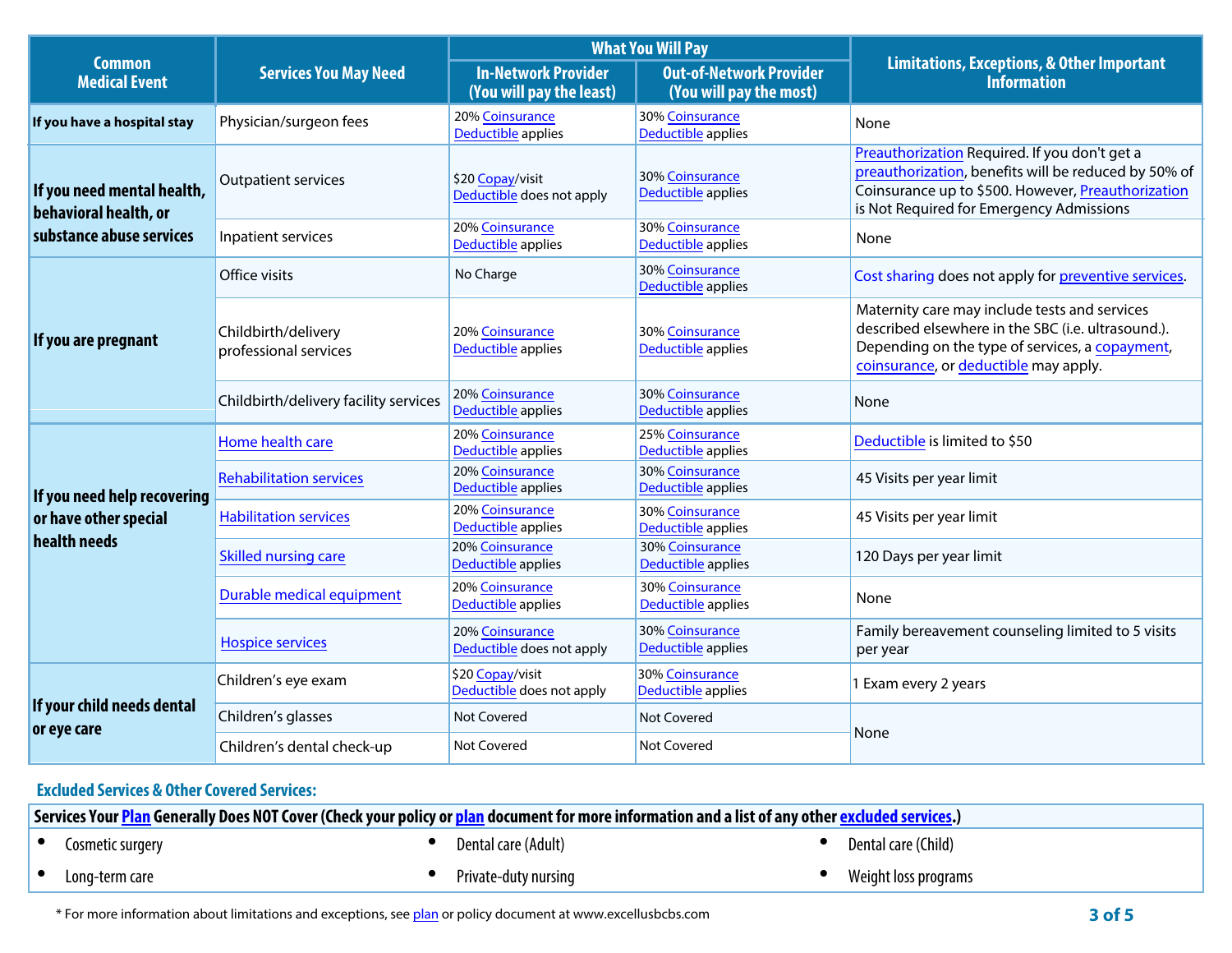| Common Medical Event | Services You May Need | What You Will Pay | | Limitations, Exceptions, & Other Important Information |
|---|---|---|---|---|
| | | In-Network Provider (You will pay the least) | Out-of-Network Provider (You will pay the most) | |
| If you have a hospital stay | Physician/surgeon fees | 20% Coinsurance Deductible applies | 30% Coinsurance Deductible applies | None |
| If you need mental health, behavioral health, or substance abuse services | Outpatient services | $20 Copay/visit Deductible does not apply | 30% Coinsurance Deductible applies | Preauthorization Required. If you don't get a preauthorization, benefits will be reduced by 50% of Coinsurance up to $500. However, Preauthorization is Not Required for Emergency Admissions |
| | Inpatient services | 20% Coinsurance Deductible applies | 30% Coinsurance Deductible applies | None |
| If you are pregnant | Office visits | No Charge | 30% Coinsurance Deductible applies | Cost sharing does not apply for preventive services. |
| | Childbirth/delivery professional services | 20% Coinsurance Deductible applies | 30% Coinsurance Deductible applies | Maternity care may include tests and services described elsewhere in the SBC (i.e. ultrasound.). Depending on the type of services, a copayment, coinsurance, or deductible may apply. |
| | Childbirth/delivery facility services | 20% Coinsurance Deductible applies | 30% Coinsurance Deductible applies | None |
| If you need help recovering or have other special health needs | Home health care | 20% Coinsurance Deductible applies | 25% Coinsurance Deductible applies | Deductible is limited to $50 |
| | Rehabilitation services | 20% Coinsurance Deductible applies | 30% Coinsurance Deductible applies | 45 Visits per year limit |
| | Habilitation services | 20% Coinsurance Deductible applies | 30% Coinsurance Deductible applies | 45 Visits per year limit |
| | Skilled nursing care | 20% Coinsurance Deductible applies | 30% Coinsurance Deductible applies | 120 Days per year limit |
| | Durable medical equipment | 20% Coinsurance Deductible applies | 30% Coinsurance Deductible applies | None |
| | Hospice services | 20% Coinsurance Deductible does not apply | 30% Coinsurance Deductible applies | Family bereavement counseling limited to 5 visits per year |
| If your child needs dental or eye care | Children's eye exam | $20 Copay/visit Deductible does not apply | 30% Coinsurance Deductible applies | 1 Exam every 2 years |
| | Children's glasses | Not Covered | Not Covered | None |
| | Children's dental check-up | Not Covered | Not Covered | |

## Excluded Services & Other Covered Services:

**Services Your Plan Generally Does NOT Cover (Check your policy or plan document for more information and a list of any other excluded services.)**

- Cosmetic surgery
- Dental care (Adult)
- Dental care (Child)
- Long-term care
- Private-duty nursing
- Weight loss programs

* For more information about limitations and exceptions, see plan or policy document at www.excellusbcbs.com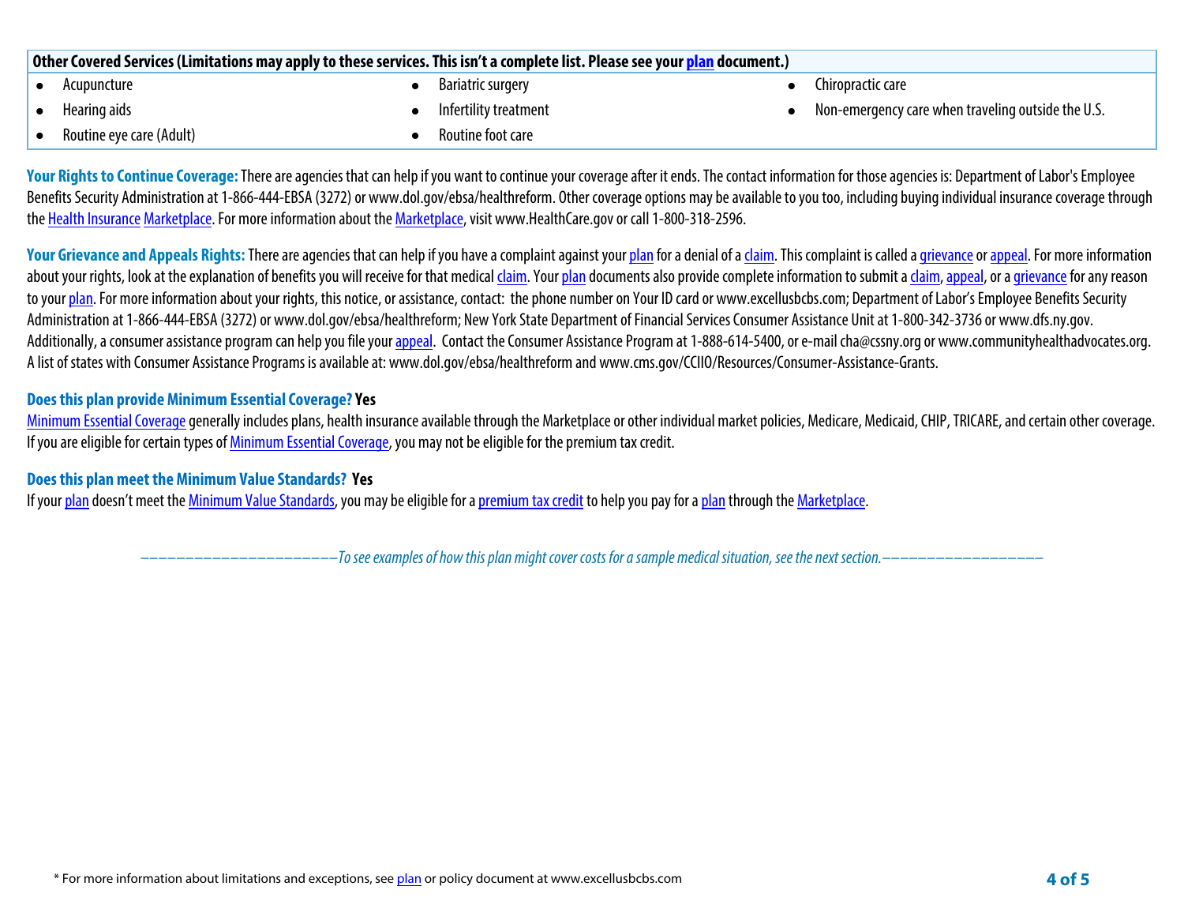| Other Covered Services (Limitations may apply to these services. This isn't a complete list. Please see your plan document.) | | |
|---|---|---|
| • Acupuncture | • Bariatric surgery | • Chiropractic care |
| • Hearing aids | • Infertility treatment | • Non-emergency care when traveling outside the U.S. |
| • Routine eye care (Adult) | • Routine foot care | |

**Your Rights to Continue Coverage:** There are agencies that can help if you want to continue your coverage after it ends. The contact information for those agencies is: Department of Labor's Employee Benefits Security Administration at 1-866-444-EBSA (3272) or www.dol.gov/ebsa/healthreform. Other coverage options may be available to you too, including buying individual insurance coverage through the Health Insurance Marketplace. For more information about the Marketplace, visit www.HealthCare.gov or call 1-800-318-2596.

**Your Grievance and Appeals Rights:** There are agencies that can help if you have a complaint against your plan for a denial of a claim. This complaint is called a grievance or appeal. For more information about your rights, look at the explanation of benefits you will receive for that medical claim. Your plan documents also provide complete information to submit a claim, appeal, or a grievance for any reason to your plan. For more information about your rights, this notice, or assistance, contact: the phone number on Your ID card or www.excellusbcbs.com; Department of Labor's Employee Benefits Security Administration at 1-866-444-EBSA (3272) or www.dol.gov/ebsa/healthreform; New York State Department of Financial Services Consumer Assistance Unit at 1-800-342-3736 or www.dfs.ny.gov. Additionally, a consumer assistance program can help you file your appeal. Contact the Consumer Assistance Program at 1-888-614-5400, or e-mail cha@cssny.org or www.communityhealthadvocates.org. A list of states with Consumer Assistance Programs is available at: www.dol.gov/ebsa/healthreform and www.cms.gov/CCIIO/Resources/Consumer-Assistance-Grants.

**Does this plan provide Minimum Essential Coverage? Yes**

Minimum Essential Coverage generally includes plans, health insurance available through the Marketplace or other individual market policies, Medicare, Medicaid, CHIP, TRICARE, and certain other coverage. If you are eligible for certain types of Minimum Essential Coverage, you may not be eligible for the premium tax credit.

**Does this plan meet the Minimum Value Standards? Yes**

If your plan doesn't meet the Minimum Value Standards, you may be eligible for a premium tax credit to help you pay for a plan through the Marketplace.

*––––––––––––––––––––––To see examples of how this plan might cover costs for a sample medical situation, see the next section.––––––––––––––––––*

\* For more information about limitations and exceptions, see plan or policy document at www.excellusbcbs.com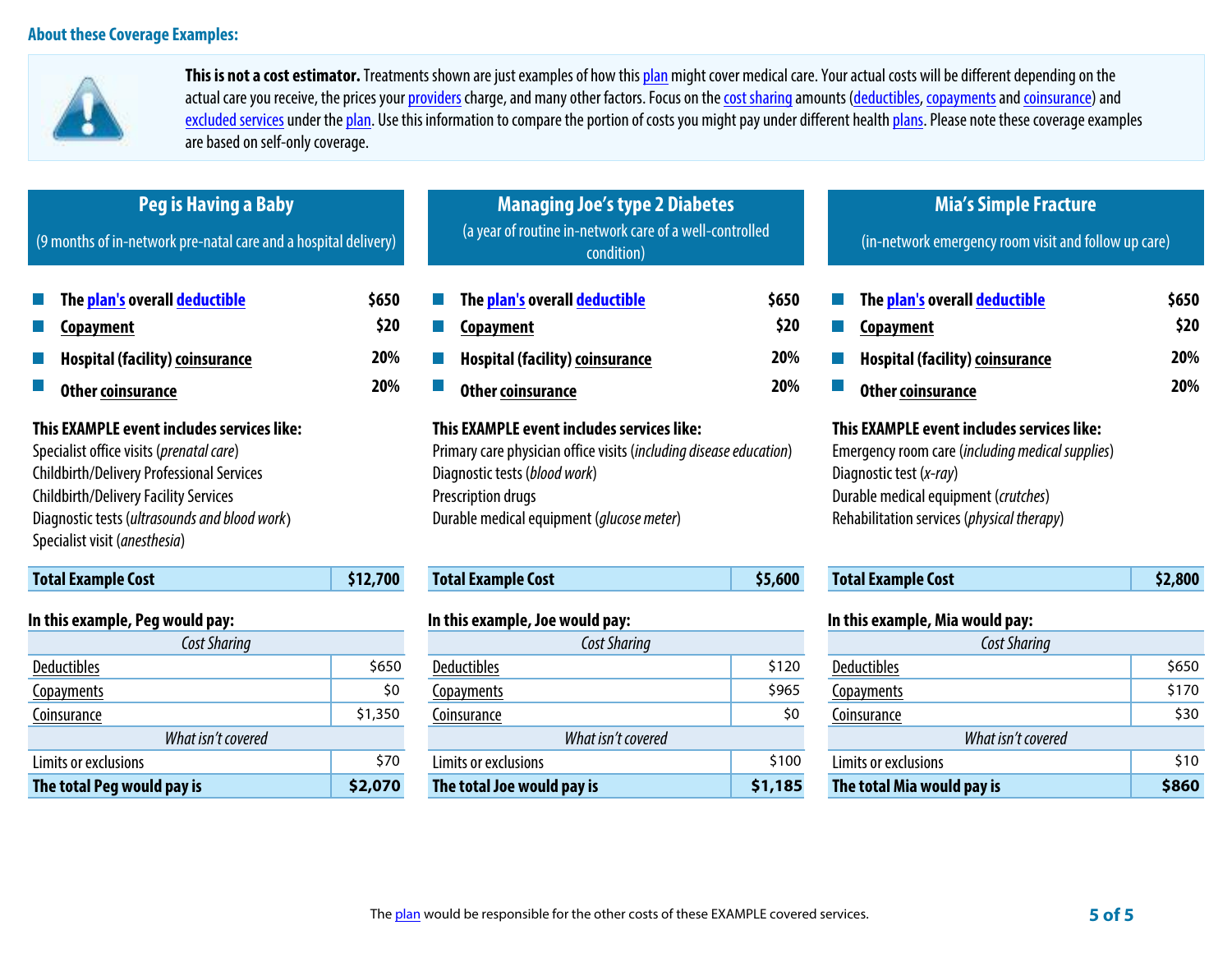## About these Coverage Examples:

**This is not a cost estimator.** Treatments shown are just examples of how this plan might cover medical care. Your actual costs will be different depending on the actual care you receive, the prices your providers charge, and many other factors. Focus on the cost sharing amounts (deductibles, copayments and coinsurance) and excluded services under the plan. Use this information to compare the portion of costs you might pay under different health plans. Please note these coverage examples are based on self-only coverage.

### Peg is Having a Baby

(9 months of in-network pre-natal care and a hospital delivery)

- **The plan's overall deductible** — **$650**
- **Copayment** — **$20**
- **Hospital (facility) coinsurance** — **20%**
- **Other coinsurance** — **20%**

**This EXAMPLE event includes services like:**

Specialist office visits (*prenatal care*)
Childbirth/Delivery Professional Services
Childbirth/Delivery Facility Services
Diagnostic tests (*ultrasounds and blood work*)
Specialist visit (*anesthesia*)

| **Total Example Cost** | **$12,700** |
|---|---|

**In this example, Peg would pay:**

| *Cost Sharing* | |
|---|---|
| Deductibles | $650 |
| Copayments | $0 |
| Coinsurance | $1,350 |
| *What isn't covered* | |
| Limits or exclusions | $70 |
| **The total Peg would pay is** | **$2,070** |

### Managing Joe's type 2 Diabetes

(a year of routine in-network care of a well-controlled condition)

- **The plan's overall deductible** — **$650**
- **Copayment** — **$20**
- **Hospital (facility) coinsurance** — **20%**
- **Other coinsurance** — **20%**

**This EXAMPLE event includes services like:**

Primary care physician office visits (*including disease education*)
Diagnostic tests (*blood work*)
Prescription drugs
Durable medical equipment (*glucose meter*)

| **Total Example Cost** | **$5,600** |
|---|---|

**In this example, Joe would pay:**

| *Cost Sharing* | |
|---|---|
| Deductibles | $120 |
| Copayments | $965 |
| Coinsurance | $0 |
| *What isn't covered* | |
| Limits or exclusions | $100 |
| **The total Joe would pay is** | **$1,185** |

### Mia's Simple Fracture

(in-network emergency room visit and follow up care)

- **The plan's overall deductible** — **$650**
- **Copayment** — **$20**
- **Hospital (facility) coinsurance** — **20%**
- **Other coinsurance** — **20%**

**This EXAMPLE event includes services like:**

Emergency room care (*including medical supplies*)
Diagnostic test (*x-ray*)
Durable medical equipment (*crutches*)
Rehabilitation services (*physical therapy*)

| **Total Example Cost** | **$2,800** |
|---|---|

**In this example, Mia would pay:**

| *Cost Sharing* | |
|---|---|
| Deductibles | $650 |
| Copayments | $170 |
| Coinsurance | $30 |
| *What isn't covered* | |
| Limits or exclusions | $10 |
| **The total Mia would pay is** | **$860** |

The plan would be responsible for the other costs of these EXAMPLE covered services.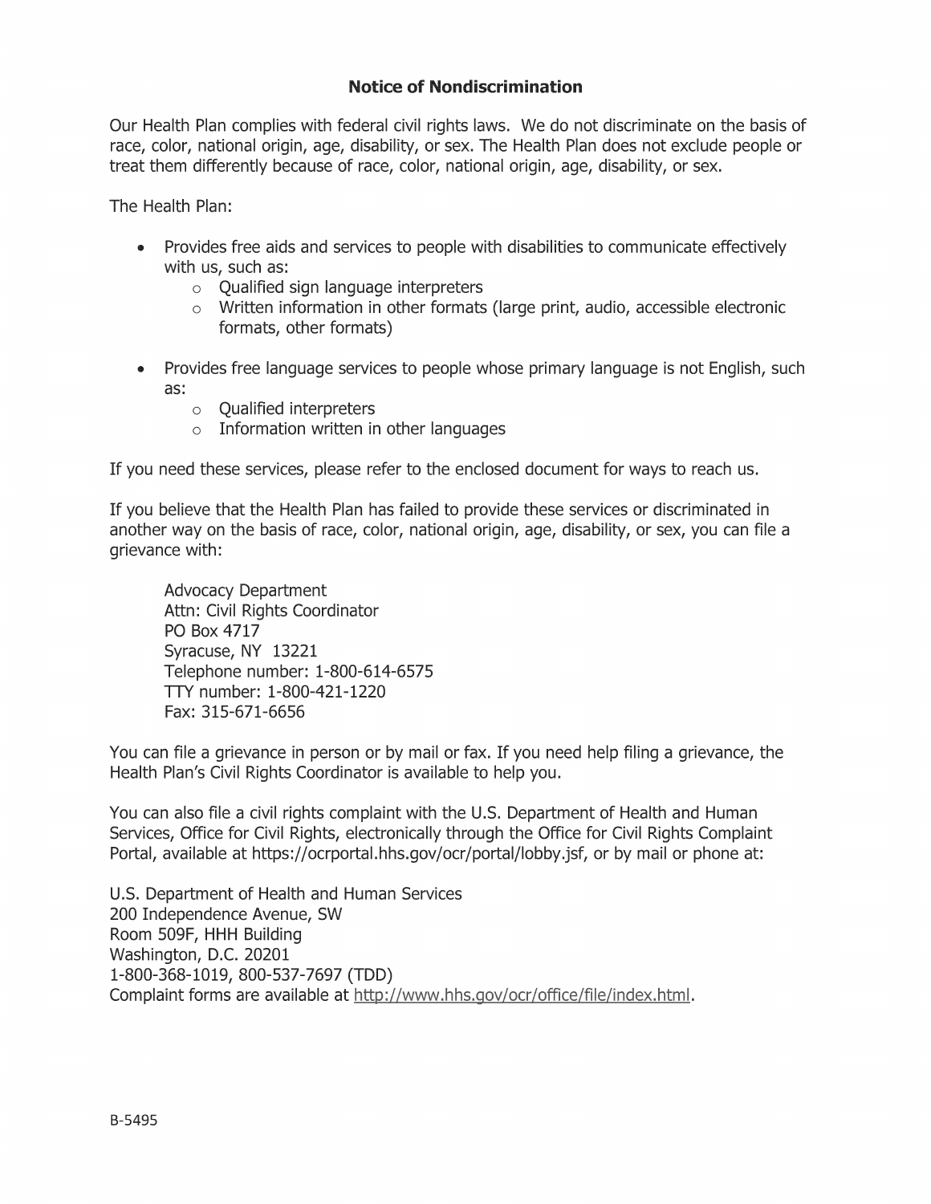## Notice of Nondiscrimination

Our Health Plan complies with federal civil rights laws. We do not discriminate on the basis of race, color, national origin, age, disability, or sex. The Health Plan does not exclude people or treat them differently because of race, color, national origin, age, disability, or sex.

The Health Plan:

- Provides free aids and services to people with disabilities to communicate effectively with us, such as:
  - Qualified sign language interpreters
  - Written information in other formats (large print, audio, accessible electronic formats, other formats)
- Provides free language services to people whose primary language is not English, such as:
  - Qualified interpreters
  - Information written in other languages

If you need these services, please refer to the enclosed document for ways to reach us.

If you believe that the Health Plan has failed to provide these services or discriminated in another way on the basis of race, color, national origin, age, disability, or sex, you can file a grievance with:

Advocacy Department
Attn: Civil Rights Coordinator
PO Box 4717
Syracuse, NY 13221
Telephone number: 1-800-614-6575
TTY number: 1-800-421-1220
Fax: 315-671-6656

You can file a grievance in person or by mail or fax. If you need help filing a grievance, the Health Plan's Civil Rights Coordinator is available to help you.

You can also file a civil rights complaint with the U.S. Department of Health and Human Services, Office for Civil Rights, electronically through the Office for Civil Rights Complaint Portal, available at https://ocrportal.hhs.gov/ocr/portal/lobby.jsf, or by mail or phone at:

U.S. Department of Health and Human Services
200 Independence Avenue, SW
Room 509F, HHH Building
Washington, D.C. 20201
1-800-368-1019, 800-537-7697 (TDD)
Complaint forms are available at http://www.hhs.gov/ocr/office/file/index.html.

B-5495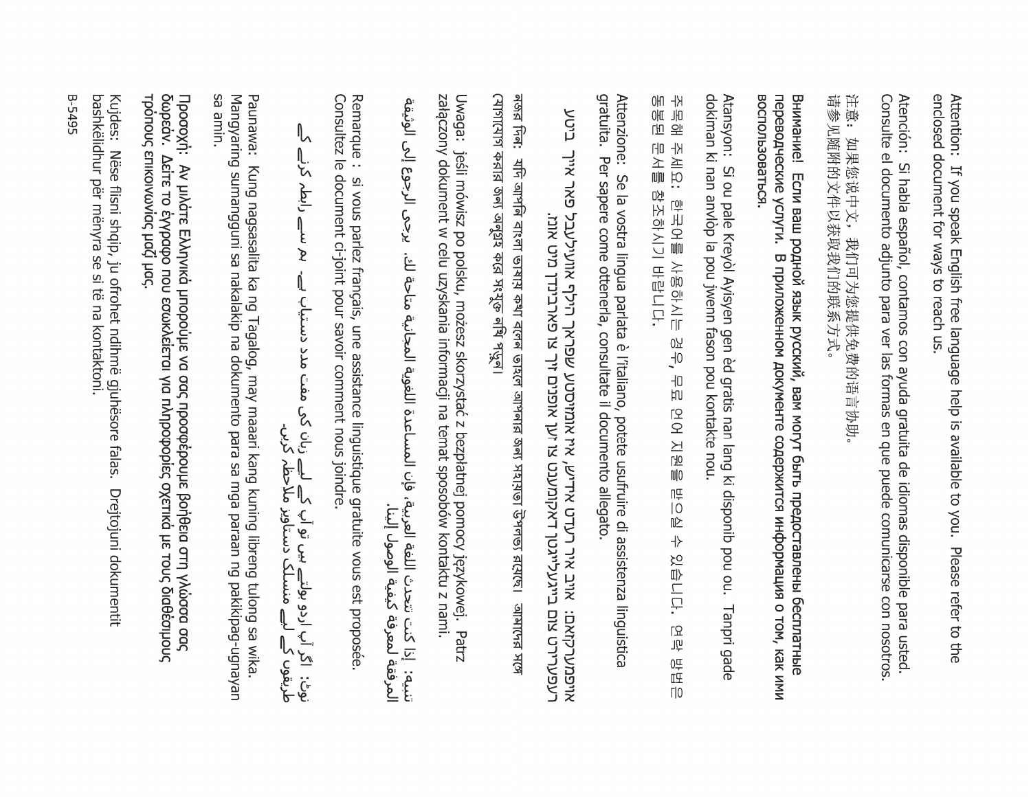Attention: If you speak English free language help is available to you. Please refer to the enclosed document for ways to reach us.

Atención: Si habla español, contamos con ayuda gratuita de idiomas disponible para usted. Consulte el documento adjunto para ver las formas en que puede comunicarse con nosotros.

注意：如果您说中文，我们可为您提供免费的语言协助。请参见随附的文件以获取我们的联系方式。

**Внимание! Если ваш родной язык русский, вам могут быть предоставлены бесплатные переводческие услуги. В приложенном документе содержится информация о том, как ими воспользоваться.**

Atansyon: Si ou pale Kreyòl Ayisyen gen èd gratis nan lang ki disponib pou ou. Tanpri gade dokiman ki nan anvlòp la pou jwenn fason pou kontakte nou.

주목해 주세요: 한국어를 사용하시는 경우, 무료 언어 지원을 받으실 수 있습니다. 연락 방법은 동봉된 문서를 참조하시기 바랍니다.

Attenzione: Se la vostra lingua parlata è l'italiano, potete usufruire di assistenza linguistica gratuita. Per sapere come ottenerla, consultate il documento allegato.

אויפמערקזאם: אויב איר רעדט אידיש, איז פארהאן פאר אייך שפראך הילף אומזיסט. ביטע זעט דעם בייגעלייגטן דאקומענט צו געפינען אויסצוגעפינען ווי אזוי צו פארבינדן מיט אונז.

মনোযোগ দিন: যদি আপনি বাংলা ভাষায় কথা বলেন তাহলে আপনার জন্য বিনামূল্যে ভাষা সহায়তা উপলব্ধ রয়েছে। আমাদের সঙ্গে যোগাযোগ করার জন্য অনুগ্রহ করে সংযুক্ত নথি দেখুন।

Uwaga: jeśli mówisz po polsku, możesz skorzystać z bezpłatnej pomocy językowej. Patrz załączony dokument w celu uzyskania informacji na temat sposobów kontaktu z nami.

تنبيه: إذا كنت تتحدث اللغة العربية، فإن المساعدة اللغوية المجانية متاحة لك. يرجى الرجوع إلى الوثيقة المرفقة لمعرفة كيفية الوصول إلينا.

Remarque : si vous parlez français, une assistance linguistique gratuite vous est proposée. Consultez le document ci-joint pour savoir comment nous joindre.

نوٹ: اگر آپ اردو بولتے ہیں تو آپ کے لیے زبان کی مفت مدد دستیاب ہے۔ ہم سے رابطہ کرنے کے طریقوں کے لیے منسلک دستاویز ملاحظہ کریں۔

Paunawa: Kung nagsasalita ka ng Tagalog, may maaari kang kuning libreng tulong sa wika. Mangyaring sumangguni sa nakalakip na dokumento para sa mga paraan ng pakikipag-ugnayan sa amin.

**Προσοχή: Αν μιλάτε Ελληνικά μπορούμε να σας προσφέρουμε βοήθεια στη γλώσσα σας δωρεάν. Δείτε το έγγραφο που εσωκλείεται για πληροφορίες σχετικά με τους διαθέσιμους τρόπους επικοινωνίας μαζί μας.**

Kujdes: Nëse flisni shqip, ju ofrohet ndihmë gjuhësore falas. Drejtojuni dokumentit bashkëlidhur për mënyra se si të na kontaktoni.

B-5495